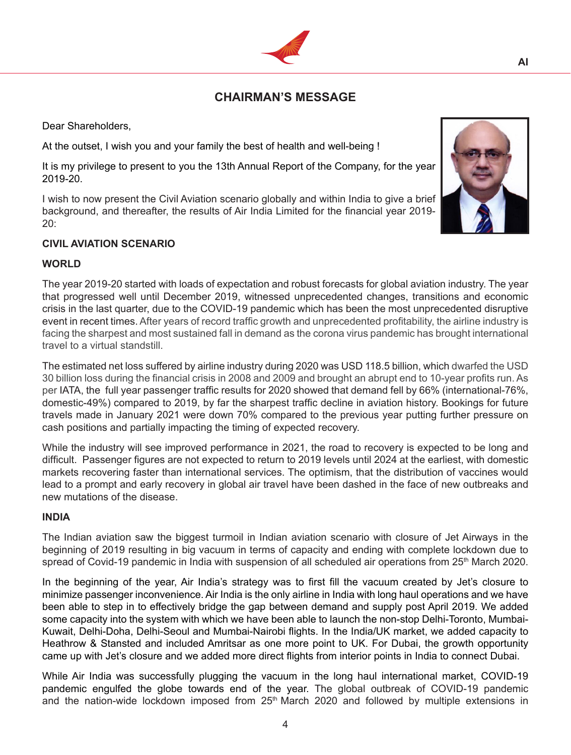# CHAIRMAN'S MESSAGE

Dear Shareholders,

At the outset, I wish you and your family the best of health and well-being !

It is my privilege to present to you the 13th Annual Report of the Company, for the year 2019-20.

I wish to now present the Civil Aviation scenario globally and within India to give a brief background, and thereafter, the results of Air India Limited for the financial year 2019-20:

## CIVIL AVIATION SCENARIO

### WORLD

The year 2019-20 started with loads of expectation and robust forecasts for global aviation industry. The year that progressed well until December 2019, witnessed unprecedented changes, transitions and economic crisis in the last quarter, due to the COVID-19 pandemic which has been the most unprecedented disruptive event in recent times. After years of record traffic growth and unprecedented profitability, the airline industry is facing the sharpest and most sustained fall in demand as the corona virus pandemic has brought international travel to a virtual standstill.

The estimated net loss suffered by airline industry during 2020 was USD 118.5 billion, which dwarfed the USD 30 billion loss during the financial crisis in 2008 and 2009 and brought an abrupt end to 10-year profits run. As per IATA, the full year passenger traffic results for 2020 showed that demand fell by 66% (international-76%, domestic-49%) compared to 2019, by far the sharpest traffic decline in aviation history. Bookings for future travels made in January 2021 were down 70% compared to the previous year putting further pressure on cash positions and partially impacting the timing of expected recovery.

While the industry will see improved performance in 2021, the road to recovery is expected to be long and difficult. Passenger figures are not expected to return to 2019 levels until 2024 at the earliest, with domestic markets recovering faster than international services. The optimism, that the distribution of vaccines would lead to a prompt and early recovery in global air travel have been dashed in the face of new outbreaks and new mutations of the disease.

### INDIA

The Indian aviation saw the biggest turmoil in Indian aviation scenario with closure of Jet Airways in the beginning of 2019 resulting in big vacuum in terms of capacity and ending with complete lockdown due to spread of Covid-19 pandemic in India with suspension of all scheduled air operations from 25th March 2020.

In the beginning of the year, Air India's strategy was to first fill the vacuum created by Jet's closure to minimize passenger inconvenience. Air India is the only airline in India with long haul operations and we have been able to step in to effectively bridge the gap between demand and supply post April 2019. We added some capacity into the system with which we have been able to launch the non-stop Delhi-Toronto, Mumbai-Kuwait, Delhi-Doha, Delhi-Seoul and Mumbai-Nairobi flights. In the India/UK market, we added capacity to Heathrow & Stansted and included Amritsar as one more point to UK. For Dubai, the growth opportunity came up with Jet's closure and we added more direct flights from interior points in India to connect Dubai.

While Air India was successfully plugging the vacuum in the long haul international market, COVID-19 pandemic engulfed the globe towards end of the year. The global outbreak of COVID-19 pandemic and the nation-wide lockdown imposed from 25th March 2020 and followed by multiple extensions in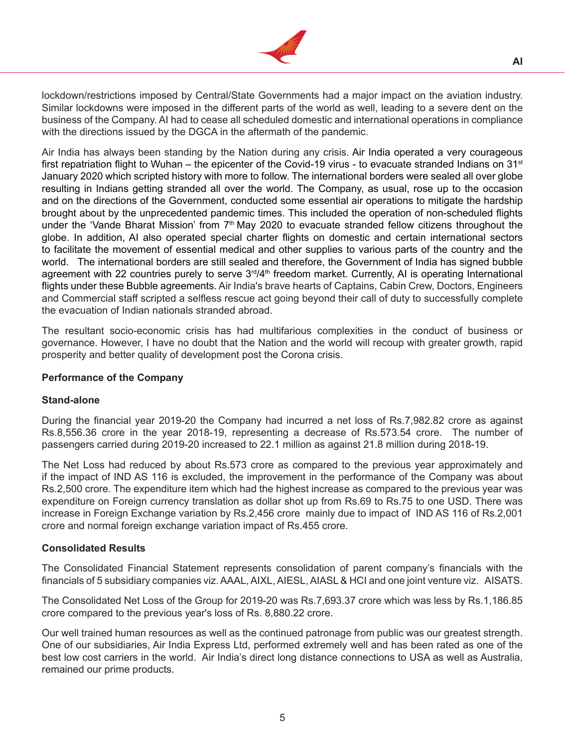lockdown/restrictions imposed by Central/State Governments had a major impact on the aviation industry. Similar lockdowns were imposed in the different parts of the world as well, leading to a severe dent on the business of the Company. AI had to cease all scheduled domestic and international operations in compliance with the directions issued by the DGCA in the aftermath of the pandemic.

Air India has always been standing by the Nation during any crisis. Air India operated a very courageous first repatriation flight to Wuhan – the epicenter of the Covid-19 virus - to evacuate stranded Indians on 31st January 2020 which scripted history with more to follow. The international borders were sealed all over globe resulting in Indians getting stranded all over the world. The Company, as usual, rose up to the occasion and on the directions of the Government, conducted some essential air operations to mitigate the hardship brought about by the unprecedented pandemic times. This included the operation of non-scheduled flights under the 'Vande Bharat Mission' from 7th May 2020 to evacuate stranded fellow citizens throughout the globe. In addition, AI also operated special charter flights on domestic and certain international sectors to facilitate the movement of essential medical and other supplies to various parts of the country and the world. The international borders are still sealed and therefore, the Government of India has signed bubble agreement with 22 countries purely to serve 3rd/4th freedom market. Currently, AI is operating International flights under these Bubble agreements. Air India's brave hearts of Captains, Cabin Crew, Doctors, Engineers and Commercial staff scripted a selfless rescue act going beyond their call of duty to successfully complete the evacuation of Indian nationals stranded abroad.

The resultant socio-economic crisis has had multifarious complexities in the conduct of business or governance. However, I have no doubt that the Nation and the world will recoup with greater growth, rapid prosperity and better quality of development post the Corona crisis.

**Performance of the Company**

**Stand-alone**

During the financial year 2019-20 the Company had incurred a net loss of Rs.7,982.82 crore as against Rs.8,556.36 crore in the year 2018-19, representing a decrease of Rs.573.54 crore. The number of passengers carried during 2019-20 increased to 22.1 million as against 21.8 million during 2018-19.

The Net Loss had reduced by about Rs.573 crore as compared to the previous year approximately and if the impact of IND AS 116 is excluded, the improvement in the performance of the Company was about Rs.2,500 crore. The expenditure item which had the highest increase as compared to the previous year was expenditure on Foreign currency translation as dollar shot up from Rs.69 to Rs.75 to one USD. There was increase in Foreign Exchange variation by Rs.2,456 crore mainly due to impact of IND AS 116 of Rs.2,001 crore and normal foreign exchange variation impact of Rs.455 crore.

**Consolidated Results**

The Consolidated Financial Statement represents consolidation of parent company's financials with the financials of 5 subsidiary companies viz. AAAL, AIXL, AIESL, AIASL & HCI and one joint venture viz. AISATS.

The Consolidated Net Loss of the Group for 2019-20 was Rs.7,693.37 crore which was less by Rs.1,186.85 crore compared to the previous year's loss of Rs. 8,880.22 crore.

Our well trained human resources as well as the continued patronage from public was our greatest strength. One of our subsidiaries, Air India Express Ltd, performed extremely well and has been rated as one of the best low cost carriers in the world. Air India's direct long distance connections to USA as well as Australia, remained our prime products.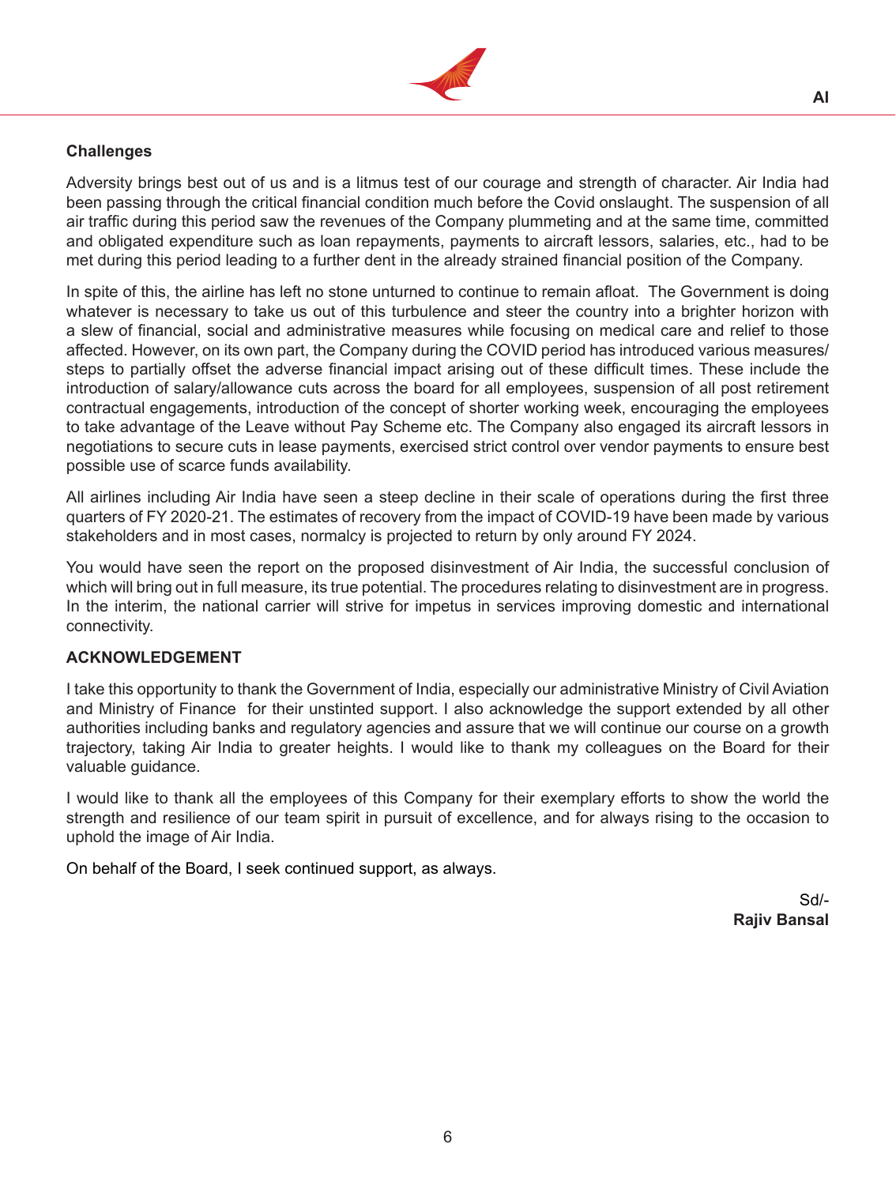### Challenges

Adversity brings best out of us and is a litmus test of our courage and strength of character. Air India had been passing through the critical financial condition much before the Covid onslaught. The suspension of all air traffic during this period saw the revenues of the Company plummeting and at the same time, committed and obligated expenditure such as loan repayments, payments to aircraft lessors, salaries, etc., had to be met during this period leading to a further dent in the already strained financial position of the Company.

In spite of this, the airline has left no stone unturned to continue to remain afloat. The Government is doing whatever is necessary to take us out of this turbulence and steer the country into a brighter horizon with a slew of financial, social and administrative measures while focusing on medical care and relief to those affected. However, on its own part, the Company during the COVID period has introduced various measures/ steps to partially offset the adverse financial impact arising out of these difficult times. These include the introduction of salary/allowance cuts across the board for all employees, suspension of all post retirement contractual engagements, introduction of the concept of shorter working week, encouraging the employees to take advantage of the Leave without Pay Scheme etc. The Company also engaged its aircraft lessors in negotiations to secure cuts in lease payments, exercised strict control over vendor payments to ensure best possible use of scarce funds availability.

All airlines including Air India have seen a steep decline in their scale of operations during the first three quarters of FY 2020-21. The estimates of recovery from the impact of COVID-19 have been made by various stakeholders and in most cases, normalcy is projected to return by only around FY 2024.

You would have seen the report on the proposed disinvestment of Air India, the successful conclusion of which will bring out in full measure, its true potential. The procedures relating to disinvestment are in progress. In the interim, the national carrier will strive for impetus in services improving domestic and international connectivity.

### ACKNOWLEDGEMENT

I take this opportunity to thank the Government of India, especially our administrative Ministry of Civil Aviation and Ministry of Finance for their unstinted support. I also acknowledge the support extended by all other authorities including banks and regulatory agencies and assure that we will continue our course on a growth trajectory, taking Air India to greater heights. I would like to thank my colleagues on the Board for their valuable guidance.

I would like to thank all the employees of this Company for their exemplary efforts to show the world the strength and resilience of our team spirit in pursuit of excellence, and for always rising to the occasion to uphold the image of Air India.

On behalf of the Board, I seek continued support, as always.

Sd/-
**Rajiv Bansal**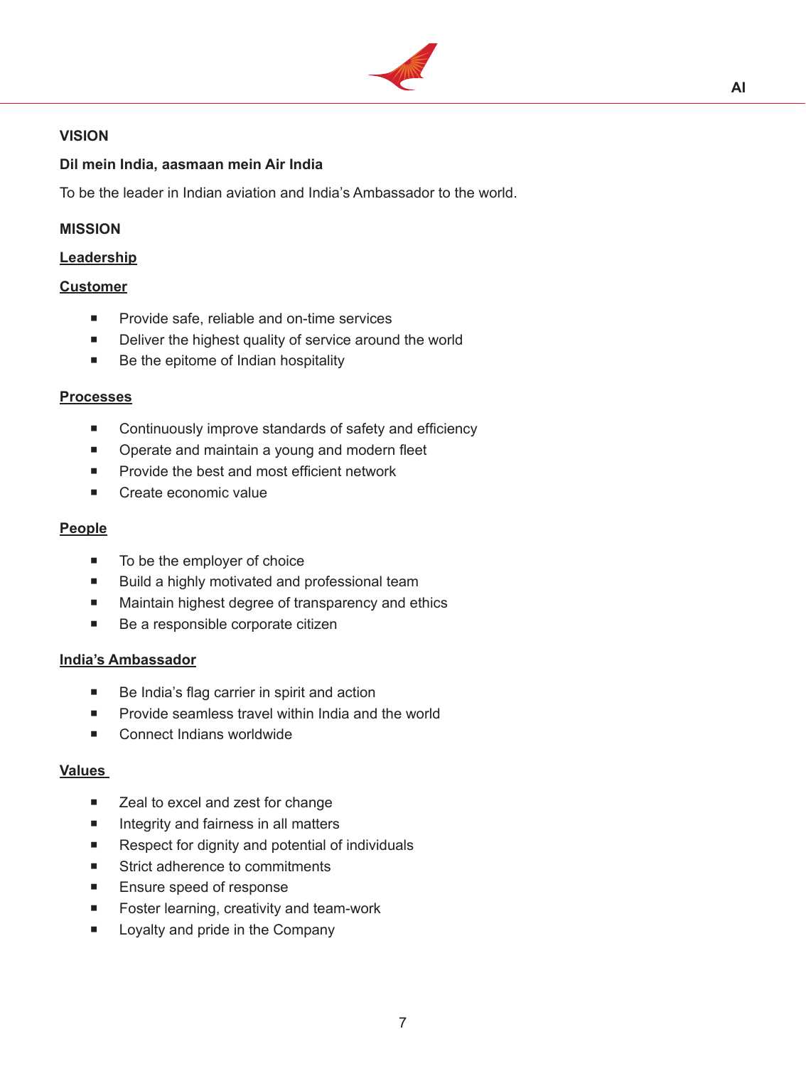## VISION

**Dil mein India, aasmaan mein Air India**

To be the leader in Indian aviation and India's Ambassador to the world.

## MISSION

### Leadership

### Customer

- Provide safe, reliable and on-time services
- Deliver the highest quality of service around the world
- Be the epitome of Indian hospitality

### Processes

- Continuously improve standards of safety and efficiency
- Operate and maintain a young and modern fleet
- Provide the best and most efficient network
- Create economic value

### People

- To be the employer of choice
- Build a highly motivated and professional team
- Maintain highest degree of transparency and ethics
- Be a responsible corporate citizen

### India's Ambassador

- Be India's flag carrier in spirit and action
- Provide seamless travel within India and the world
- Connect Indians worldwide

### Values

- Zeal to excel and zest for change
- Integrity and fairness in all matters
- Respect for dignity and potential of individuals
- Strict adherence to commitments
- Ensure speed of response
- Foster learning, creativity and team-work
- Loyalty and pride in the Company